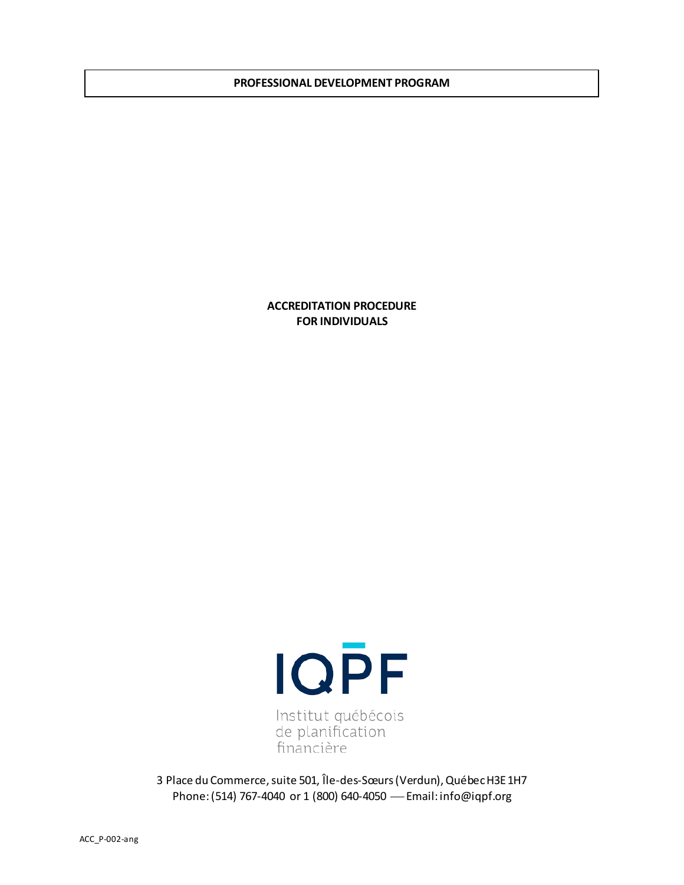**PROFESSIONAL DEVELOPMENT PROGRAM**

# ACCREDITATION PROCEDURE FOR INDIVIDUALS

IQPF

Institut québécois de planification financière

3 Place du Commerce, suite 501, Île-des-Sœurs (Verdun), Québec H3E 1H7
Phone: (514) 767-4040 or 1 (800) 640-4050 — Email: info@iqpf.org

ACC_P-002-ang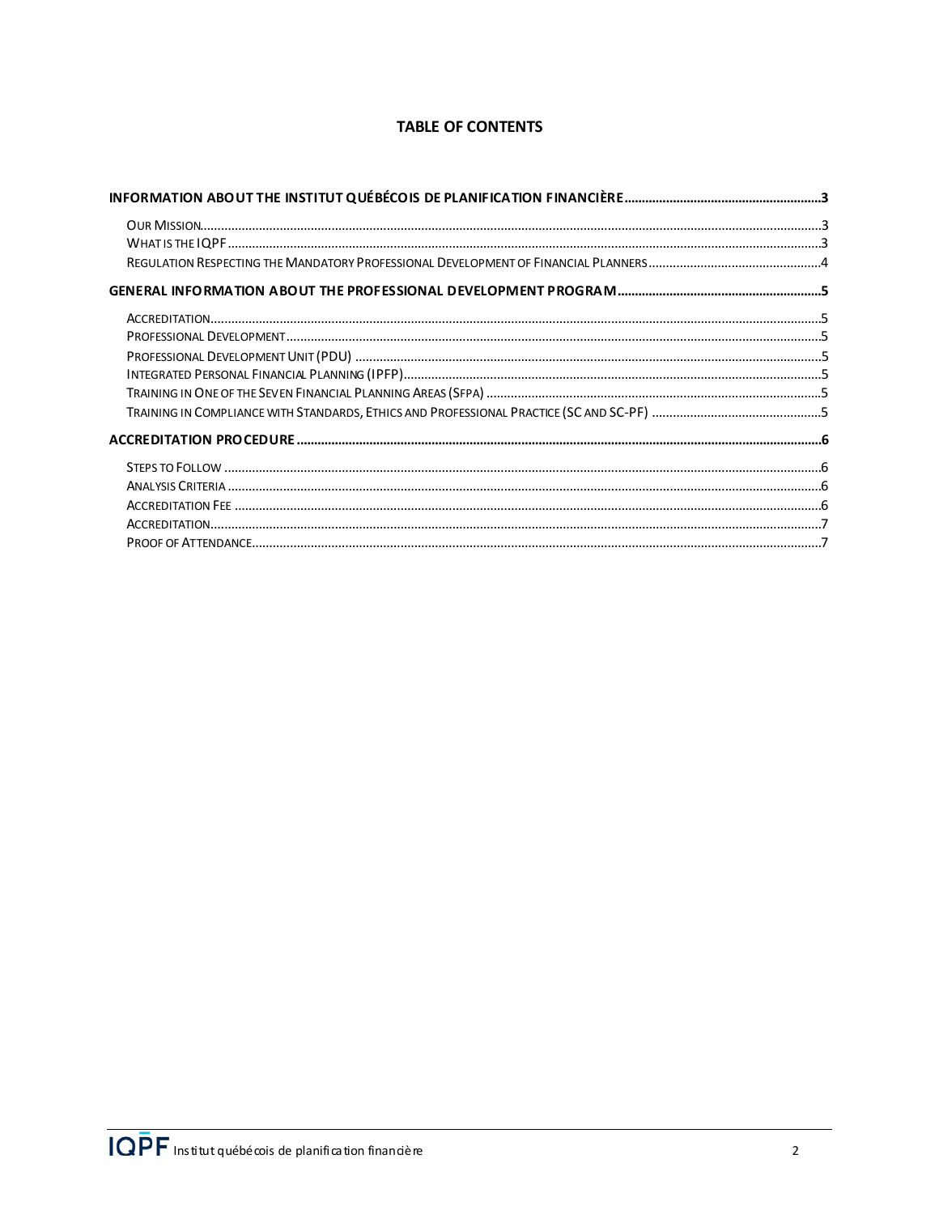# TABLE OF CONTENTS

**INFORMATION ABOUT THE INSTITUT QUÉBÉCOIS DE PLANIFICATION FINANCIÈRE** ........ 3

- OUR MISSION ........ 3
- WHAT IS THE IQPF ........ 3
- REGULATION RESPECTING THE MANDATORY PROFESSIONAL DEVELOPMENT OF FINANCIAL PLANNERS ........ 4

**GENERAL INFORMATION ABOUT THE PROFESSIONAL DEVELOPMENT PROGRAM** ........ 5

- ACCREDITATION ........ 5
- PROFESSIONAL DEVELOPMENT ........ 5
- PROFESSIONAL DEVELOPMENT UNIT (PDU) ........ 5
- INTEGRATED PERSONAL FINANCIAL PLANNING (IPFP) ........ 5
- TRAINING IN ONE OF THE SEVEN FINANCIAL PLANNING AREAS (SFPA) ........ 5
- TRAINING IN COMPLIANCE WITH STANDARDS, ETHICS AND PROFESSIONAL PRACTICE (SC AND SC-PF) ........ 5

**ACCREDITATION PROCEDURE** ........ 6

- STEPS TO FOLLOW ........ 6
- ANALYSIS CRITERIA ........ 6
- ACCREDITATION FEE ........ 6
- ACCREDITATION ........ 7
- PROOF OF ATTENDANCE ........ 7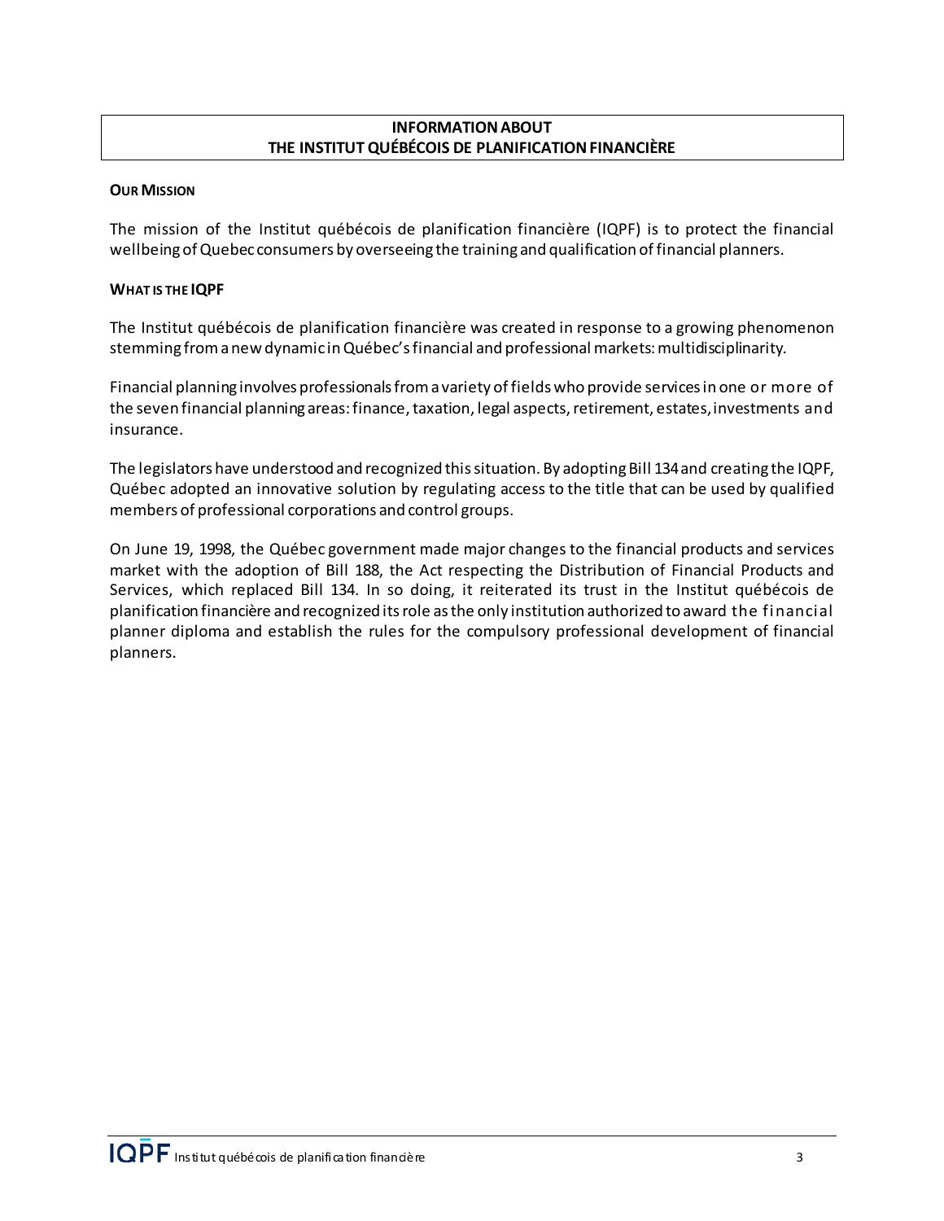# INFORMATION ABOUT THE INSTITUT QUÉBÉCOIS DE PLANIFICATION FINANCIÈRE

## OUR MISSION

The mission of the Institut québécois de planification financière (IQPF) is to protect the financial wellbeing of Quebec consumers by overseeing the training and qualification of financial planners.

## WHAT IS THE IQPF

The Institut québécois de planification financière was created in response to a growing phenomenon stemming from a new dynamic in Québec's financial and professional markets: multidisciplinarity.

Financial planning involves professionals from a variety of fields who provide services in one or more of the seven financial planning areas: finance, taxation, legal aspects, retirement, estates, investments and insurance.

The legislators have understood and recognized this situation. By adopting Bill 134 and creating the IQPF, Québec adopted an innovative solution by regulating access to the title that can be used by qualified members of professional corporations and control groups.

On June 19, 1998, the Québec government made major changes to the financial products and services market with the adoption of Bill 188, the Act respecting the Distribution of Financial Products and Services, which replaced Bill 134. In so doing, it reiterated its trust in the Institut québécois de planification financière and recognized its role as the only institution authorized to award the financial planner diploma and establish the rules for the compulsory professional development of financial planners.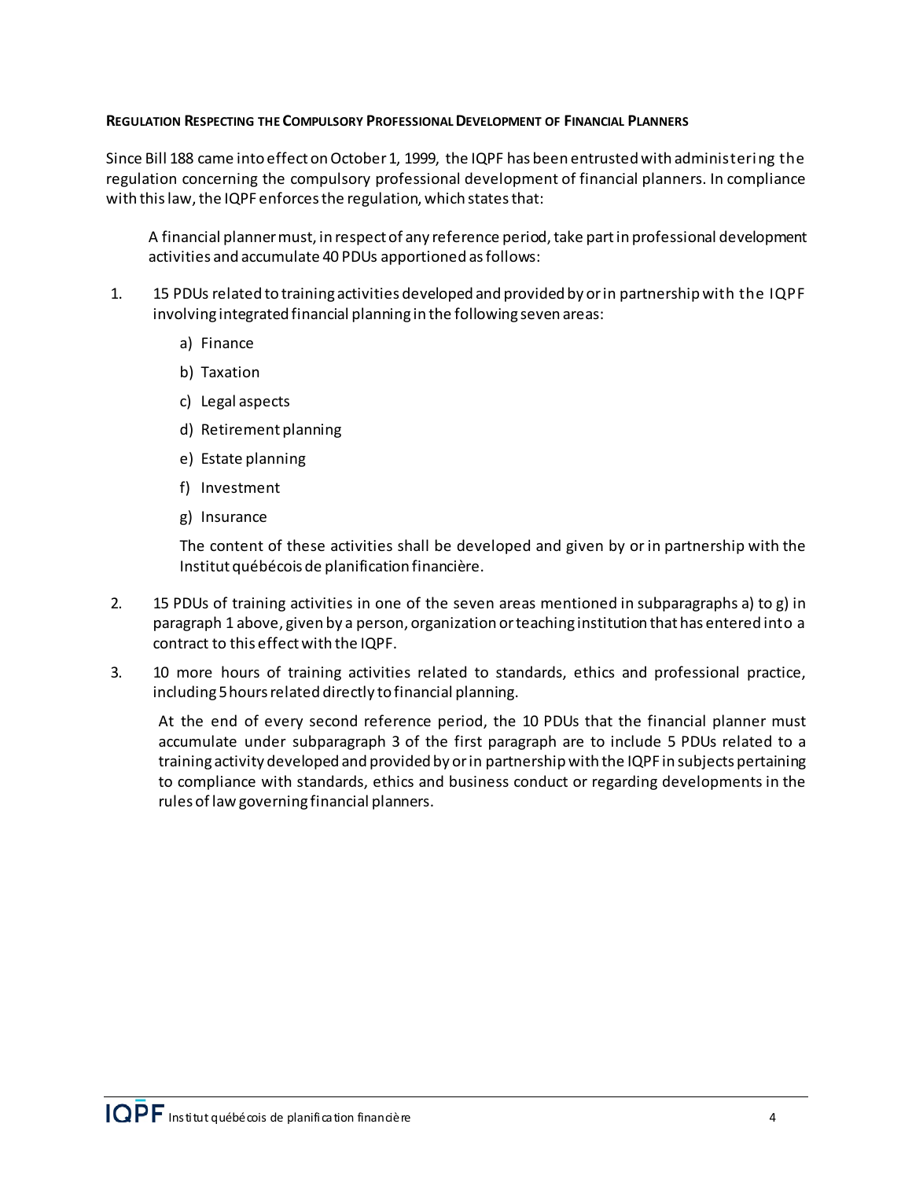**Regulation Respecting the Compulsory Professional Development of Financial Planners**

Since Bill 188 came into effect on October 1, 1999, the IQPF has been entrusted with administering the regulation concerning the compulsory professional development of financial planners. In compliance with this law, the IQPF enforces the regulation, which states that:

> A financial planner must, in respect of any reference period, take part in professional development activities and accumulate 40 PDUs apportioned as follows:

1. 15 PDUs related to training activities developed and provided by or in partnership with the IQPF involving integrated financial planning in the following seven areas:

   a) Finance

   b) Taxation

   c) Legal aspects

   d) Retirement planning

   e) Estate planning

   f) Investment

   g) Insurance

   The content of these activities shall be developed and given by or in partnership with the Institut québécois de planification financière.

2. 15 PDUs of training activities in one of the seven areas mentioned in subparagraphs a) to g) in paragraph 1 above, given by a person, organization or teaching institution that has entered into a contract to this effect with the IQPF.

3. 10 more hours of training activities related to standards, ethics and professional practice, including 5 hours related directly to financial planning.

   At the end of every second reference period, the 10 PDUs that the financial planner must accumulate under subparagraph 3 of the first paragraph are to include 5 PDUs related to a training activity developed and provided by or in partnership with the IQPF in subjects pertaining to compliance with standards, ethics and business conduct or regarding developments in the rules of law governing financial planners.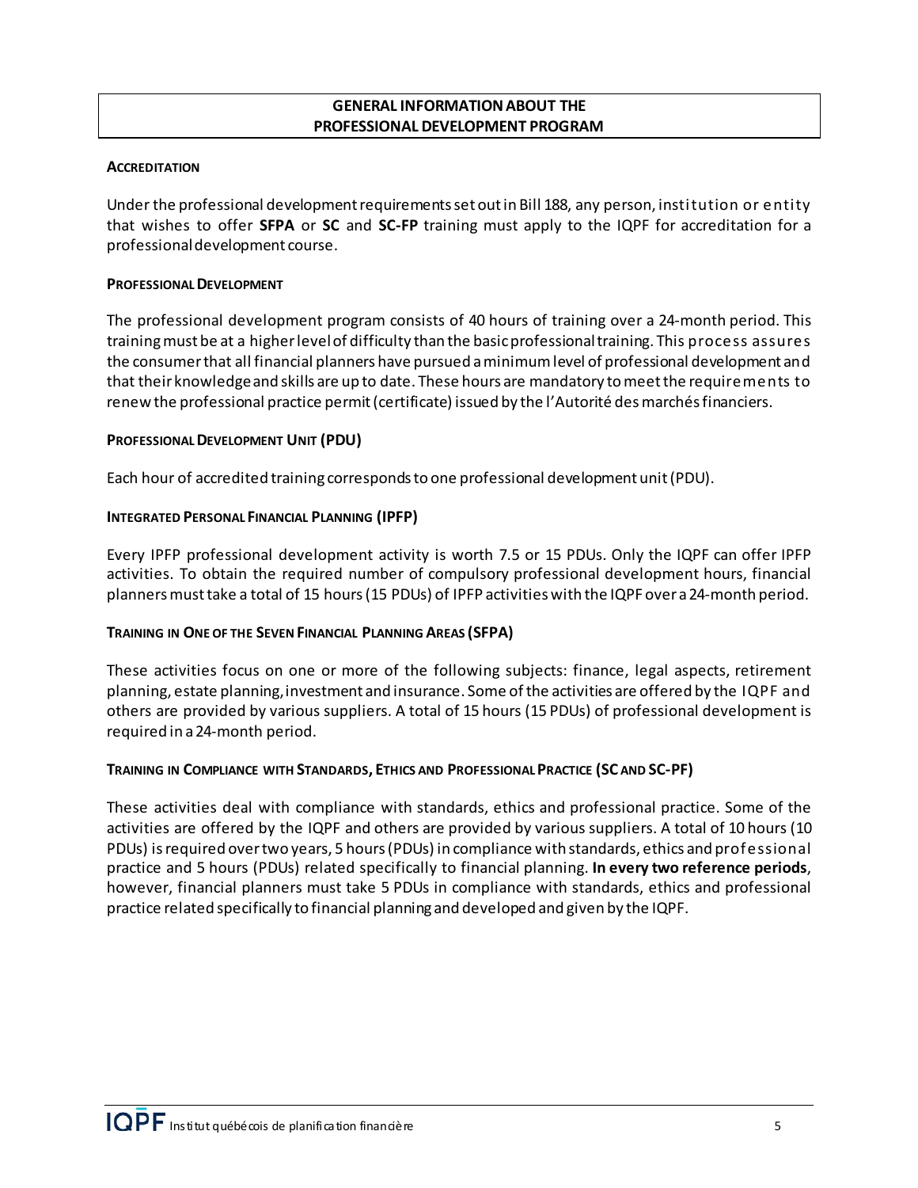## GENERAL INFORMATION ABOUT THE PROFESSIONAL DEVELOPMENT PROGRAM

### ACCREDITATION

Under the professional development requirements set out in Bill 188, any person, institution or entity that wishes to offer **SFPA** or **SC** and **SC-FP** training must apply to the IQPF for accreditation for a professional development course.

### PROFESSIONAL DEVELOPMENT

The professional development program consists of 40 hours of training over a 24-month period. This training must be at a higher level of difficulty than the basic professional training. This process assures the consumer that all financial planners have pursued a minimum level of professional development and that their knowledge and skills are up to date. These hours are mandatory to meet the requirements to renew the professional practice permit (certificate) issued by the l'Autorité des marchés financiers.

### PROFESSIONAL DEVELOPMENT UNIT (PDU)

Each hour of accredited training corresponds to one professional development unit (PDU).

### INTEGRATED PERSONAL FINANCIAL PLANNING (IPFP)

Every IPFP professional development activity is worth 7.5 or 15 PDUs. Only the IQPF can offer IPFP activities. To obtain the required number of compulsory professional development hours, financial planners must take a total of 15 hours (15 PDUs) of IPFP activities with the IQPF over a 24-month period.

### TRAINING IN ONE OF THE SEVEN FINANCIAL PLANNING AREAS (SFPA)

These activities focus on one or more of the following subjects: finance, legal aspects, retirement planning, estate planning, investment and insurance. Some of the activities are offered by the IQPF and others are provided by various suppliers. A total of 15 hours (15 PDUs) of professional development is required in a 24-month period.

### TRAINING IN COMPLIANCE WITH STANDARDS, ETHICS AND PROFESSIONAL PRACTICE (SC AND SC-PF)

These activities deal with compliance with standards, ethics and professional practice. Some of the activities are offered by the IQPF and others are provided by various suppliers. A total of 10 hours (10 PDUs) is required over two years, 5 hours (PDUs) in compliance with standards, ethics and professional practice and 5 hours (PDUs) related specifically to financial planning. **In every two reference periods**, however, financial planners must take 5 PDUs in compliance with standards, ethics and professional practice related specifically to financial planning and developed and given by the IQPF.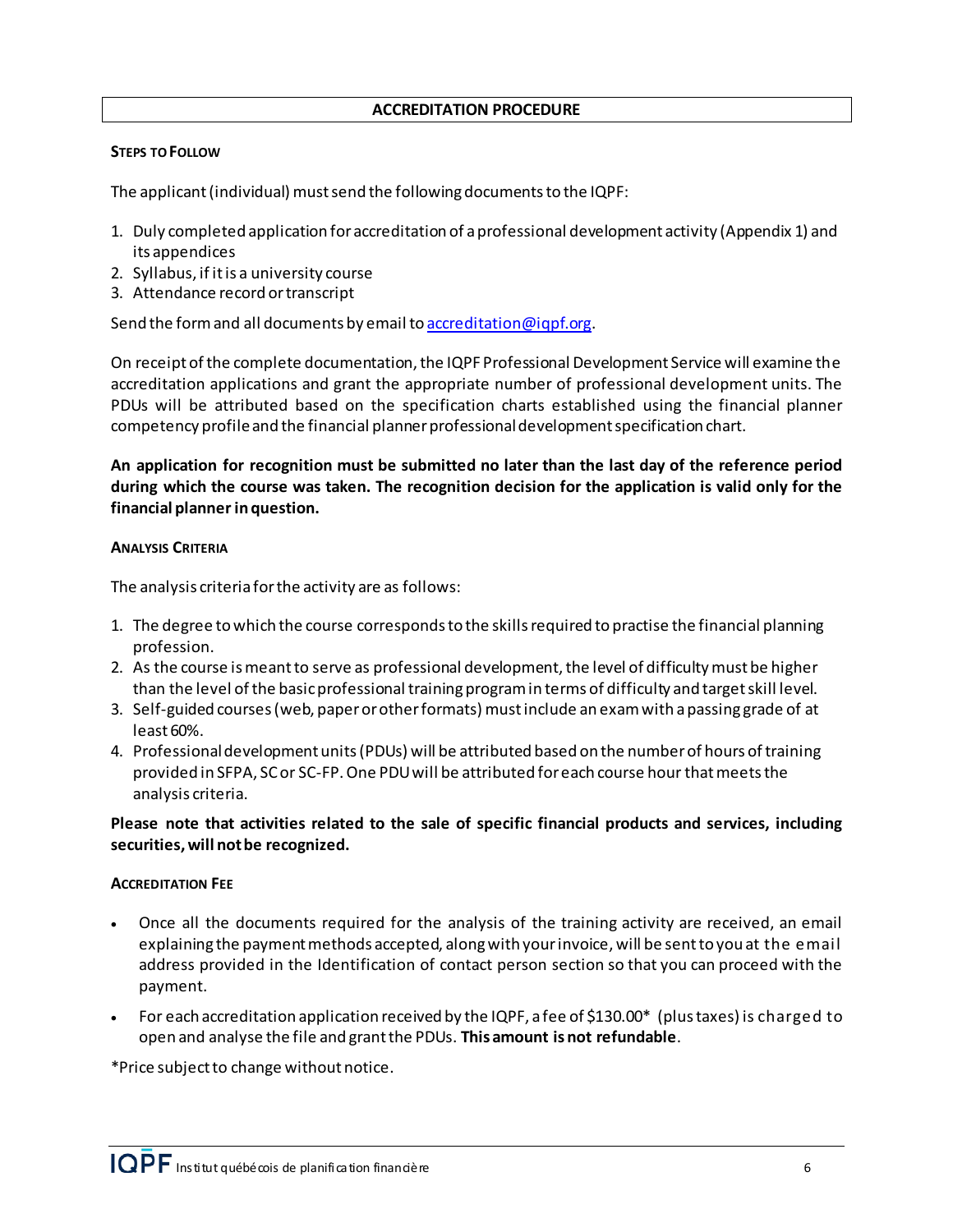## ACCREDITATION PROCEDURE

### Steps to Follow

The applicant (individual) must send the following documents to the IQPF:

1. Duly completed application for accreditation of a professional development activity (Appendix 1) and its appendices
2. Syllabus, if it is a university course
3. Attendance record or transcript

Send the form and all documents by email to [accreditation@iqpf.org](mailto:accreditation@iqpf.org).

On receipt of the complete documentation, the IQPF Professional Development Service will examine the accreditation applications and grant the appropriate number of professional development units. The PDUs will be attributed based on the specification charts established using the financial planner competency profile and the financial planner professional development specification chart.

**An application for recognition must be submitted no later than the last day of the reference period during which the course was taken. The recognition decision for the application is valid only for the financial planner in question.**

### Analysis Criteria

The analysis criteria for the activity are as follows:

1. The degree to which the course corresponds to the skills required to practise the financial planning profession.
2. As the course is meant to serve as professional development, the level of difficulty must be higher than the level of the basic professional training program in terms of difficulty and target skill level.
3. Self-guided courses (web, paper or other formats) must include an exam with a passing grade of at least 60%.
4. Professional development units (PDUs) will be attributed based on the number of hours of training provided in SFPA, SC or SC-FP. One PDU will be attributed for each course hour that meets the analysis criteria.

**Please note that activities related to the sale of specific financial products and services, including securities, will not be recognized.**

### Accreditation Fee

- Once all the documents required for the analysis of the training activity are received, an email explaining the payment methods accepted, along with your invoice, will be sent to you at the email address provided in the Identification of contact person section so that you can proceed with the payment.
- For each accreditation application received by the IQPF, a fee of $130.00* (plus taxes) is charged to open and analyse the file and grant the PDUs. **This amount is not refundable**.

*Price subject to change without notice.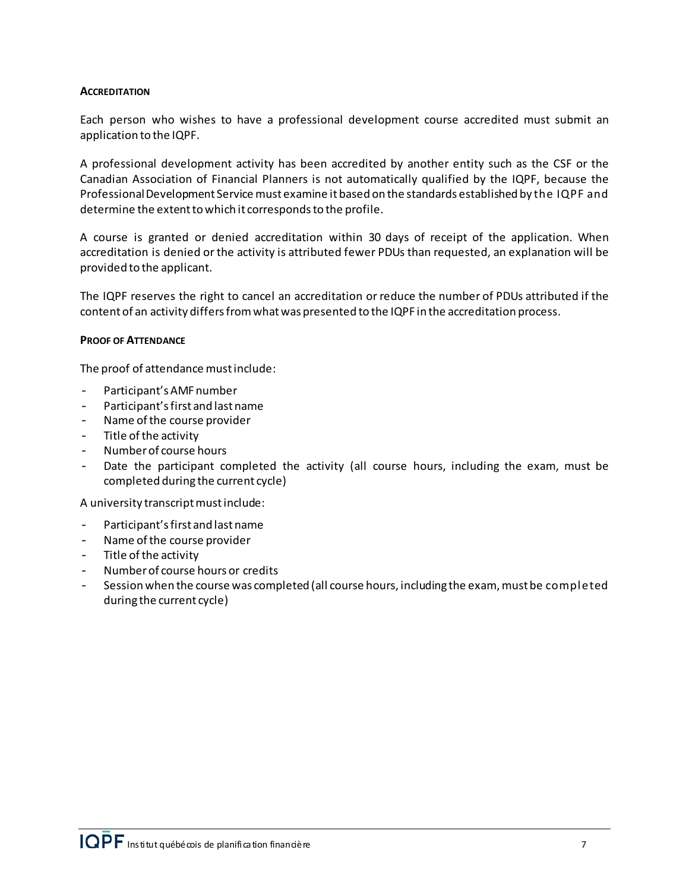**ACCREDITATION**

Each person who wishes to have a professional development course accredited must submit an application to the IQPF.

A professional development activity has been accredited by another entity such as the CSF or the Canadian Association of Financial Planners is not automatically qualified by the IQPF, because the Professional Development Service must examine it based on the standards established by the IQPF and determine the extent to which it corresponds to the profile.

A course is granted or denied accreditation within 30 days of receipt of the application. When accreditation is denied or the activity is attributed fewer PDUs than requested, an explanation will be provided to the applicant.

The IQPF reserves the right to cancel an accreditation or reduce the number of PDUs attributed if the content of an activity differs from what was presented to the IQPF in the accreditation process.

**PROOF OF ATTENDANCE**

The proof of attendance must include:

- Participant's AMF number
- Participant's first and last name
- Name of the course provider
- Title of the activity
- Number of course hours
- Date the participant completed the activity (all course hours, including the exam, must be completed during the current cycle)

A university transcript must include:

- Participant's first and last name
- Name of the course provider
- Title of the activity
- Number of course hours or credits
- Session when the course was completed (all course hours, including the exam, must be completed during the current cycle)